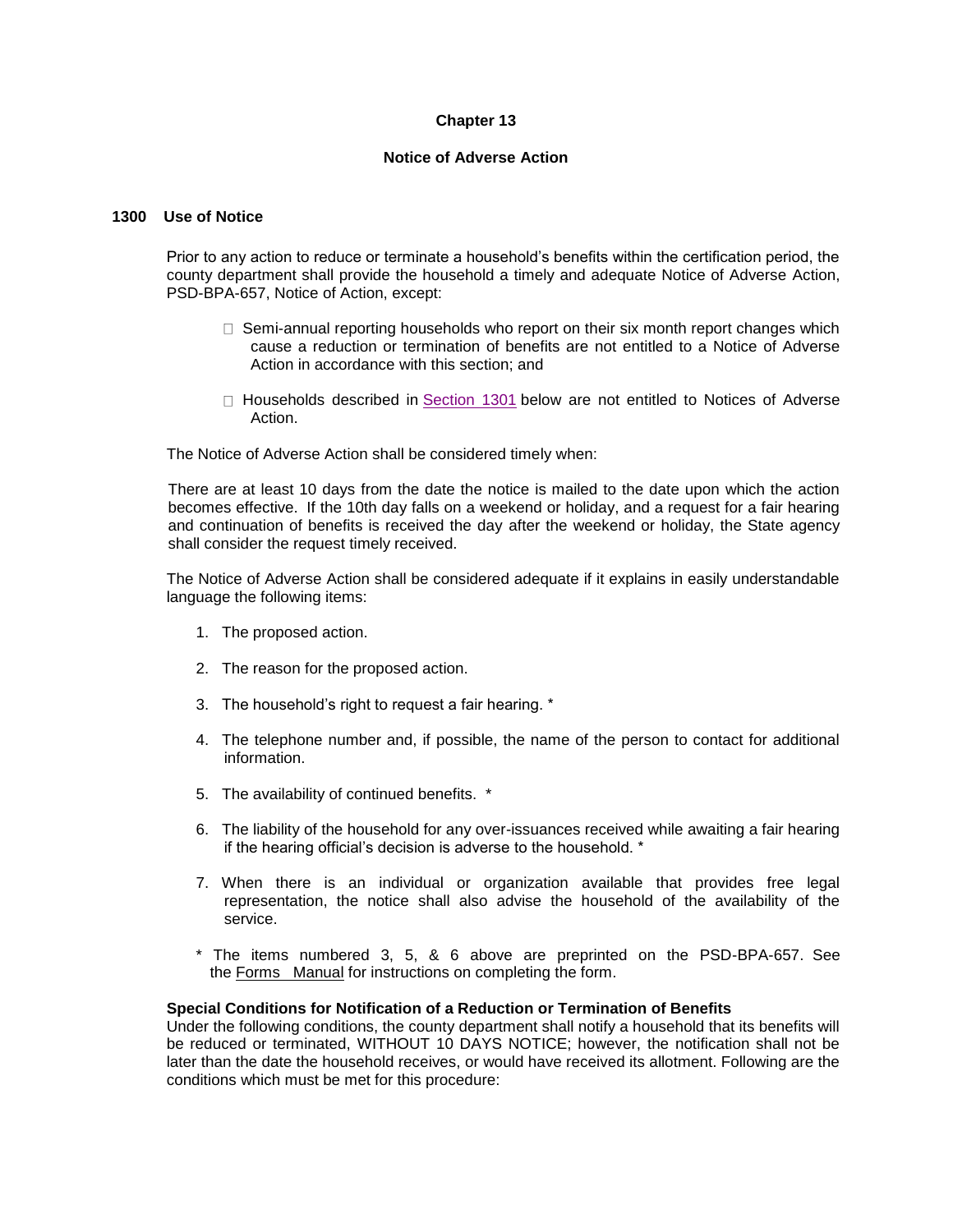# Chapter 13

## Notice of Adverse Action

### 1300 Use of Notice

Prior to any action to reduce or terminate a household's benefits within the certification period, the county department shall provide the household a timely and adequate Notice of Adverse Action, PSD-BPA-657, Notice of Action, except:

- Semi-annual reporting households who report on their six month report changes which cause a reduction or termination of benefits are not entitled to a Notice of Adverse Action in accordance with this section; and
- Households described in Section 1301 below are not entitled to Notices of Adverse Action.

The Notice of Adverse Action shall be considered timely when:

There are at least 10 days from the date the notice is mailed to the date upon which the action becomes effective. If the 10th day falls on a weekend or holiday, and a request for a fair hearing and continuation of benefits is received the day after the weekend or holiday, the State agency shall consider the request timely received.

The Notice of Adverse Action shall be considered adequate if it explains in easily understandable language the following items:

1. The proposed action.
2. The reason for the proposed action.
3. The household's right to request a fair hearing. *
4. The telephone number and, if possible, the name of the person to contact for additional information.
5. The availability of continued benefits. *
6. The liability of the household for any over-issuances received while awaiting a fair hearing if the hearing official's decision is adverse to the household. *
7. When there is an individual or organization available that provides free legal representation, the notice shall also advise the household of the availability of the service.

\* The items numbered 3, 5, & 6 above are preprinted on the PSD-BPA-657. See the Forms Manual for instructions on completing the form.

**Special Conditions for Notification of a Reduction or Termination of Benefits**
Under the following conditions, the county department shall notify a household that its benefits will be reduced or terminated, WITHOUT 10 DAYS NOTICE; however, the notification shall not be later than the date the household receives, or would have received its allotment. Following are the conditions which must be met for this procedure: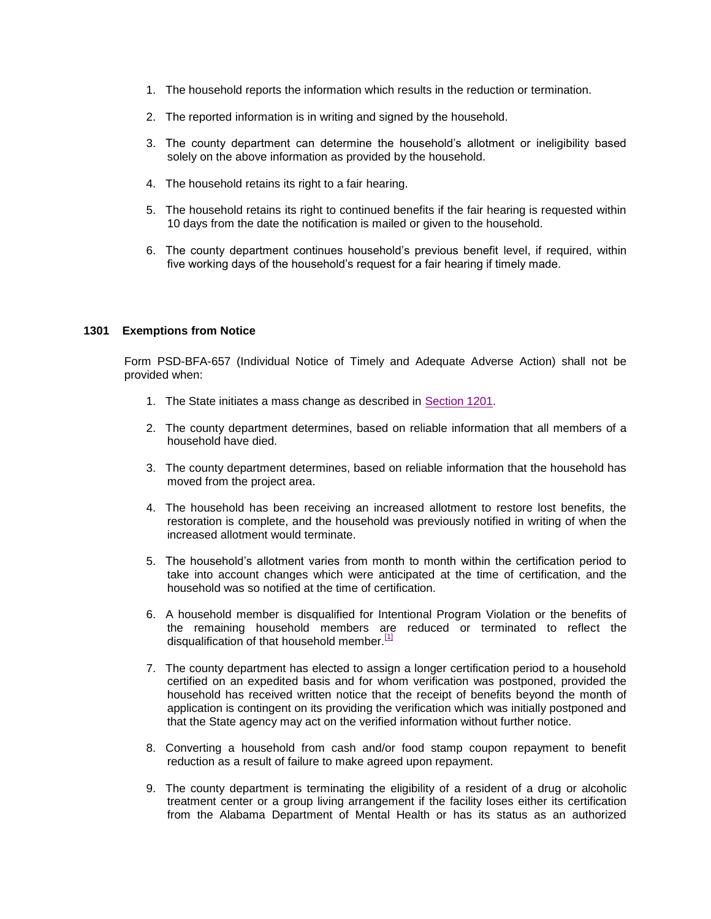1. The household reports the information which results in the reduction or termination.

2. The reported information is in writing and signed by the household.

3. The county department can determine the household's allotment or ineligibility based solely on the above information as provided by the household.

4. The household retains its right to a fair hearing.

5. The household retains its right to continued benefits if the fair hearing is requested within 10 days from the date the notification is mailed or given to the household.

6. The county department continues household's previous benefit level, if required, within five working days of the household's request for a fair hearing if timely made.

## 1301 Exemptions from Notice

Form PSD-BFA-657 (Individual Notice of Timely and Adequate Adverse Action) shall not be provided when:

1. The State initiates a mass change as described in Section 1201.

2. The county department determines, based on reliable information that all members of a household have died.

3. The county department determines, based on reliable information that the household has moved from the project area.

4. The household has been receiving an increased allotment to restore lost benefits, the restoration is complete, and the household was previously notified in writing of when the increased allotment would terminate.

5. The household's allotment varies from month to month within the certification period to take into account changes which were anticipated at the time of certification, and the household was so notified at the time of certification.

6. A household member is disqualified for Intentional Program Violation or the benefits of the remaining household members are reduced or terminated to reflect the disqualification of that household member.[1]

7. The county department has elected to assign a longer certification period to a household certified on an expedited basis and for whom verification was postponed, provided the household has received written notice that the receipt of benefits beyond the month of application is contingent on its providing the verification which was initially postponed and that the State agency may act on the verified information without further notice.

8. Converting a household from cash and/or food stamp coupon repayment to benefit reduction as a result of failure to make agreed upon repayment.

9. The county department is terminating the eligibility of a resident of a drug or alcoholic treatment center or a group living arrangement if the facility loses either its certification from the Alabama Department of Mental Health or has its status as an authorized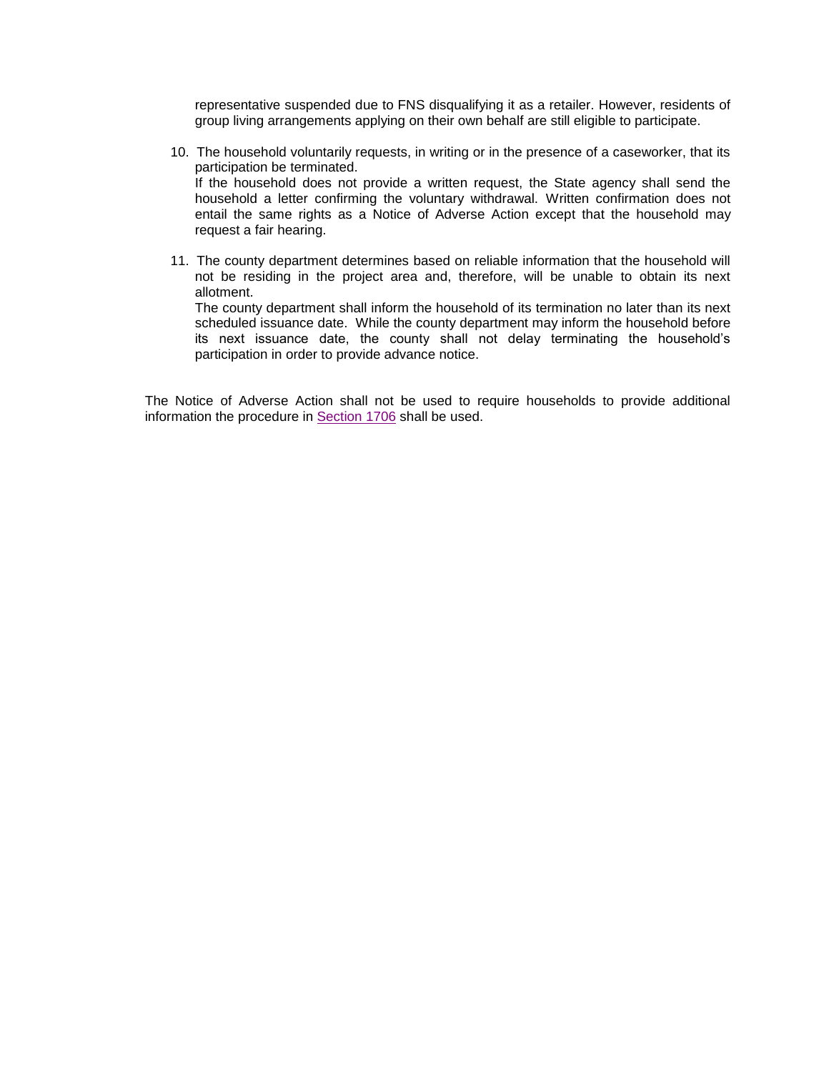representative suspended due to FNS disqualifying it as a retailer. However, residents of group living arrangements applying on their own behalf are still eligible to participate.

10. The household voluntarily requests, in writing or in the presence of a caseworker, that its participation be terminated.
    If the household does not provide a written request, the State agency shall send the household a letter confirming the voluntary withdrawal. Written confirmation does not entail the same rights as a Notice of Adverse Action except that the household may request a fair hearing.

11. The county department determines based on reliable information that the household will not be residing in the project area and, therefore, will be unable to obtain its next allotment.
    The county department shall inform the household of its termination no later than its next scheduled issuance date. While the county department may inform the household before its next issuance date, the county shall not delay terminating the household's participation in order to provide advance notice.

The Notice of Adverse Action shall not be used to require households to provide additional information the procedure in Section 1706 shall be used.